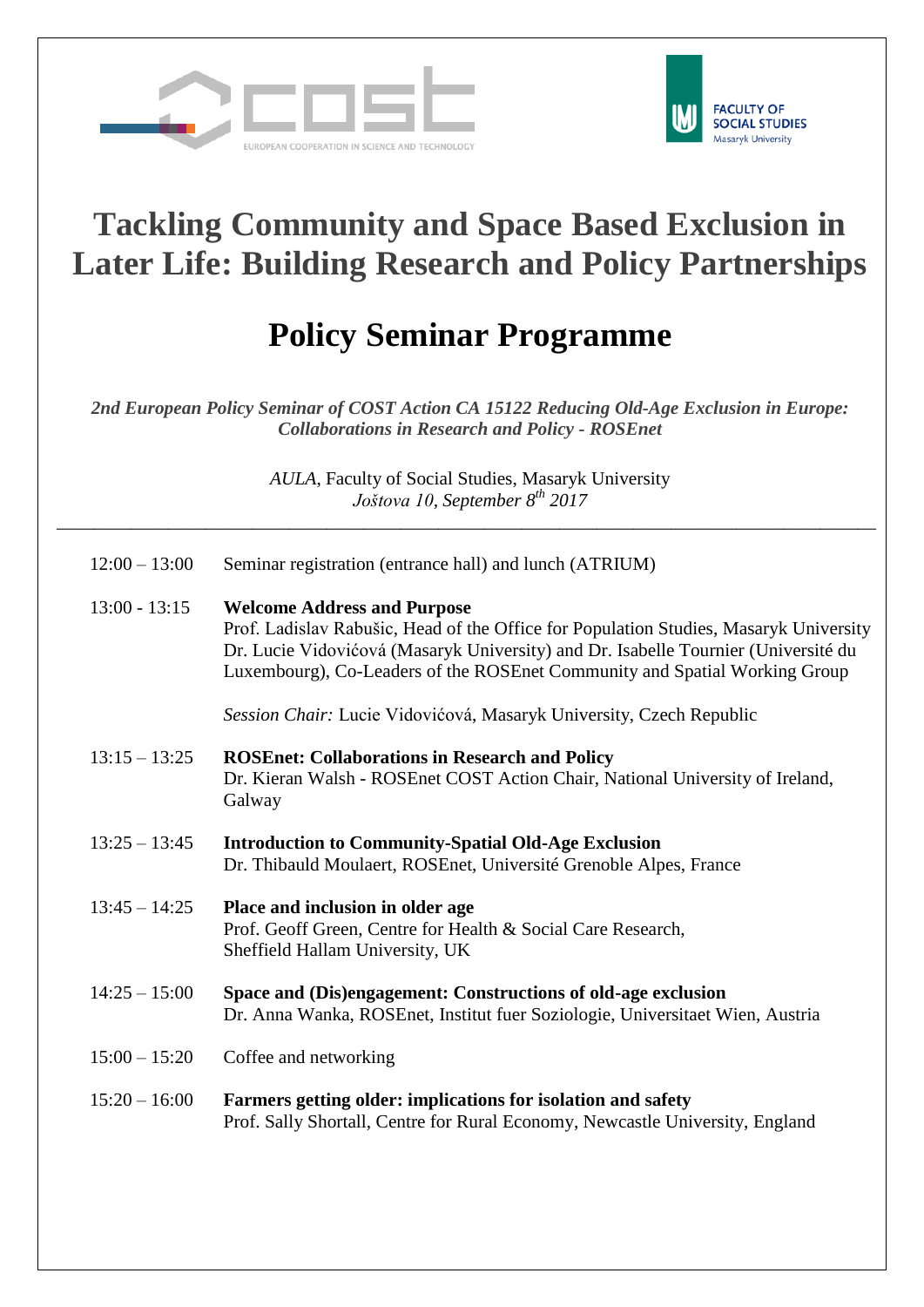# Tackling Community and Space Based Exclusion in Later Life: Building Research and Policy Partnerships

## Policy Seminar Programme

*2nd European Policy Seminar of COST Action CA 15122 Reducing Old-Age Exclusion in Europe: Collaborations in Research and Policy - ROSEnet*

*AULA*, Faculty of Social Studies, Masaryk University
*Joštova 10, September 8th 2017*

---

| | |
|---|---|
| 12:00 – 13:00 | Seminar registration (entrance hall) and lunch (ATRIUM) |
| 13:00 - 13:15 | **Welcome Address and Purpose**<br>Prof. Ladislav Rabušic, Head of the Office for Population Studies, Masaryk University<br>Dr. Lucie Vidovićová (Masaryk University) and Dr. Isabelle Tournier (Université du Luxembourg), Co-Leaders of the ROSEnet Community and Spatial Working Group<br><br>*Session Chair:* Lucie Vidovićová, Masaryk University, Czech Republic |
| 13:15 – 13:25 | **ROSEnet: Collaborations in Research and Policy**<br>Dr. Kieran Walsh - ROSEnet COST Action Chair, National University of Ireland, Galway |
| 13:25 – 13:45 | **Introduction to Community-Spatial Old-Age Exclusion**<br>Dr. Thibauld Moulaert, ROSEnet, Université Grenoble Alpes, France |
| 13:45 – 14:25 | **Place and inclusion in older age**<br>Prof. Geoff Green, Centre for Health & Social Care Research, Sheffield Hallam University, UK |
| 14:25 – 15:00 | **Space and (Dis)engagement: Constructions of old-age exclusion**<br>Dr. Anna Wanka, ROSEnet, Institut fuer Soziologie, Universitaet Wien, Austria |
| 15:00 – 15:20 | Coffee and networking |
| 15:20 – 16:00 | **Farmers getting older: implications for isolation and safety**<br>Prof. Sally Shortall, Centre for Rural Economy, Newcastle University, England |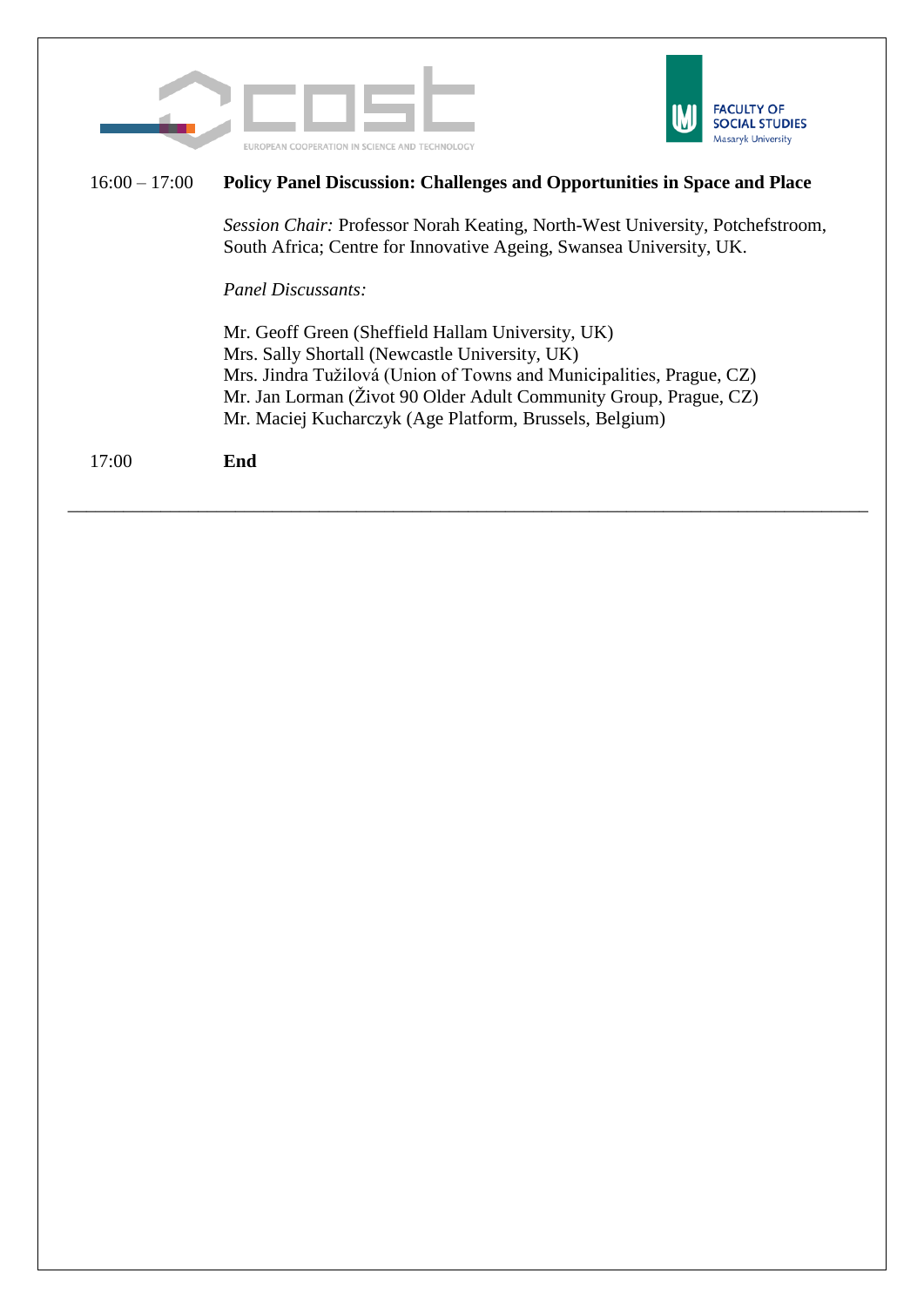16:00 – 17:00 **Policy Panel Discussion: Challenges and Opportunities in Space and Place**

*Session Chair:* Professor Norah Keating, North-West University, Potchefstroom, South Africa; Centre for Innovative Ageing, Swansea University, UK.

*Panel Discussants:*

Mr. Geoff Green (Sheffield Hallam University, UK)
Mrs. Sally Shortall (Newcastle University, UK)
Mrs. Jindra Tužilová (Union of Towns and Municipalities, Prague, CZ)
Mr. Jan Lorman (Život 90 Older Adult Community Group, Prague, CZ)
Mr. Maciej Kucharczyk (Age Platform, Brussels, Belgium)

17:00 **End**